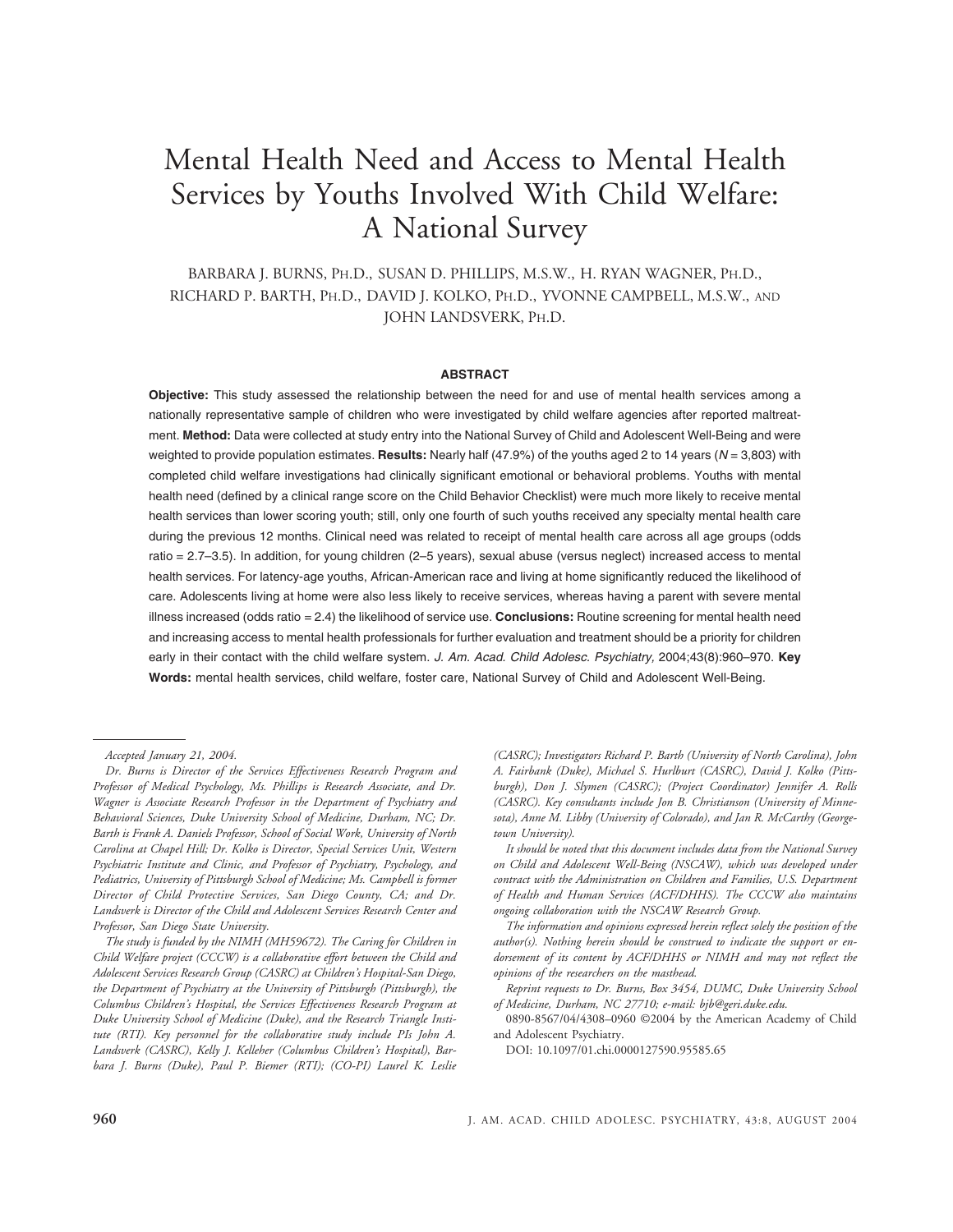# Mental Health Need and Access to Mental Health Services by Youths Involved With Child Welfare: A National Survey

BARBARA J. BURNS, PH.D., SUSAN D. PHILLIPS, M.S.W., H. RYAN WAGNER, PH.D., RICHARD P. BARTH, PH.D., DAVID J. KOLKO, PH.D., YVONNE CAMPBELL, M.S.W., AND JOHN LANDSVERK, PH.D.

## ABSTRACT

**Objective:** This study assessed the relationship between the need for and use of mental health services among a nationally representative sample of children who were investigated by child welfare agencies after reported maltreatment. **Method:** Data were collected at study entry into the National Survey of Child and Adolescent Well-Being and were weighted to provide population estimates. **Results:** Nearly half (47.9%) of the youths aged 2 to 14 years ($N = 3{,}803$) with completed child welfare investigations had clinically significant emotional or behavioral problems. Youths with mental health need (defined by a clinical range score on the Child Behavior Checklist) were much more likely to receive mental health services than lower scoring youth; still, only one fourth of such youths received any specialty mental health care during the previous 12 months. Clinical need was related to receipt of mental health care across all age groups (odds ratio = 2.7–3.5). In addition, for young children (2–5 years), sexual abuse (versus neglect) increased access to mental health services. For latency-age youths, African-American race and living at home significantly reduced the likelihood of care. Adolescents living at home were also less likely to receive services, whereas having a parent with severe mental illness increased (odds ratio = 2.4) the likelihood of service use. **Conclusions:** Routine screening for mental health need and increasing access to mental health professionals for further evaluation and treatment should be a priority for children early in their contact with the child welfare system. *J. Am. Acad. Child Adolesc. Psychiatry,* 2004;43(8):960–970. **Key Words:** mental health services, child welfare, foster care, National Survey of Child and Adolescent Well-Being.

---

*Accepted January 21, 2004.*

*Dr. Burns is Director of the Services Effectiveness Research Program and Professor of Medical Psychology, Ms. Phillips is Research Associate, and Dr. Wagner is Associate Research Professor in the Department of Psychiatry and Behavioral Sciences, Duke University School of Medicine, Durham, NC; Dr. Barth is Frank A. Daniels Professor, School of Social Work, University of North Carolina at Chapel Hill; Dr. Kolko is Director, Special Services Unit, Western Psychiatric Institute and Clinic, and Professor of Psychiatry, Psychology, and Pediatrics, University of Pittsburgh School of Medicine; Ms. Campbell is former Director of Child Protective Services, San Diego County, CA; and Dr. Landsverk is Director of the Child and Adolescent Services Research Center and Professor, San Diego State University.*

*The study is funded by the NIMH (MH59672). The Caring for Children in Child Welfare project (CCCW) is a collaborative effort between the Child and Adolescent Services Research Group (CASRC) at Children's Hospital-San Diego, the Department of Psychiatry at the University of Pittsburgh (Pittsburgh), the Columbus Children's Hospital, the Services Effectiveness Research Program at Duke University School of Medicine (Duke), and the Research Triangle Institute (RTI). Key personnel for the collaborative study include PIs John A. Landsverk (CASRC), Kelly J. Kelleher (Columbus Children's Hospital), Barbara J. Burns (Duke), Paul P. Biemer (RTI); (CO-PI) Laurel K. Leslie (CASRC); Investigators Richard P. Barth (University of North Carolina), John A. Fairbank (Duke), Michael S. Hurlburt (CASRC), David J. Kolko (Pittsburgh), Don J. Slymen (CASRC); (Project Coordinator) Jennifer A. Rolls (CASRC). Key consultants include Jon B. Christianson (University of Minnesota), Anne M. Libby (University of Colorado), and Jan R. McCarthy (Georgetown University).*

*It should be noted that this document includes data from the National Survey on Child and Adolescent Well-Being (NSCAW), which was developed under contract with the Administration on Children and Families, U.S. Department of Health and Human Services (ACF/DHHS). The CCCW also maintains ongoing collaboration with the NSCAW Research Group.*

*The information and opinions expressed herein reflect solely the position of the author(s). Nothing herein should be construed to indicate the support or endorsement of its content by ACF/DHHS or NIMH and may not reflect the opinions of the researchers on the masthead.*

*Reprint requests to Dr. Burns, Box 3454, DUMC, Duke University School of Medicine, Durham, NC 27710; e-mail: bjb@geri.duke.edu.*

0890-8567/04/4308–0960 ©2004 by the American Academy of Child and Adolescent Psychiatry.

DOI: 10.1097/01.chi.0000127590.95585.65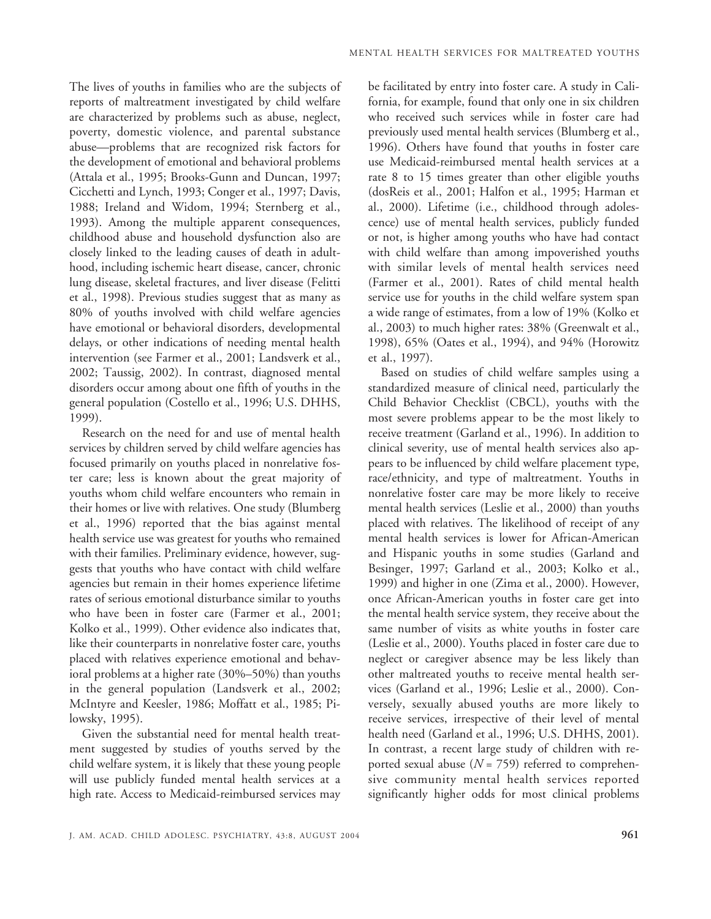The lives of youths in families who are the subjects of reports of maltreatment investigated by child welfare are characterized by problems such as abuse, neglect, poverty, domestic violence, and parental substance abuse—problems that are recognized risk factors for the development of emotional and behavioral problems (Attala et al., 1995; Brooks-Gunn and Duncan, 1997; Cicchetti and Lynch, 1993; Conger et al., 1997; Davis, 1988; Ireland and Widom, 1994; Sternberg et al., 1993). Among the multiple apparent consequences, childhood abuse and household dysfunction also are closely linked to the leading causes of death in adulthood, including ischemic heart disease, cancer, chronic lung disease, skeletal fractures, and liver disease (Felitti et al., 1998). Previous studies suggest that as many as 80% of youths involved with child welfare agencies have emotional or behavioral disorders, developmental delays, or other indications of needing mental health intervention (see Farmer et al., 2001; Landsverk et al., 2002; Taussig, 2002). In contrast, diagnosed mental disorders occur among about one fifth of youths in the general population (Costello et al., 1996; U.S. DHHS, 1999).

Research on the need for and use of mental health services by children served by child welfare agencies has focused primarily on youths placed in nonrelative foster care; less is known about the great majority of youths whom child welfare encounters who remain in their homes or live with relatives. One study (Blumberg et al., 1996) reported that the bias against mental health service use was greatest for youths who remained with their families. Preliminary evidence, however, suggests that youths who have contact with child welfare agencies but remain in their homes experience lifetime rates of serious emotional disturbance similar to youths who have been in foster care (Farmer et al., 2001; Kolko et al., 1999). Other evidence also indicates that, like their counterparts in nonrelative foster care, youths placed with relatives experience emotional and behavioral problems at a higher rate (30%–50%) than youths in the general population (Landsverk et al., 2002; McIntyre and Keesler, 1986; Moffatt et al., 1985; Pilowsky, 1995).

Given the substantial need for mental health treatment suggested by studies of youths served by the child welfare system, it is likely that these young people will use publicly funded mental health services at a high rate. Access to Medicaid-reimbursed services may be facilitated by entry into foster care. A study in California, for example, found that only one in six children who received such services while in foster care had previously used mental health services (Blumberg et al., 1996). Others have found that youths in foster care use Medicaid-reimbursed mental health services at a rate 8 to 15 times greater than other eligible youths (dosReis et al., 2001; Halfon et al., 1995; Harman et al., 2000). Lifetime (i.e., childhood through adolescence) use of mental health services, publicly funded or not, is higher among youths who have had contact with child welfare than among impoverished youths with similar levels of mental health services need (Farmer et al., 2001). Rates of child mental health service use for youths in the child welfare system span a wide range of estimates, from a low of 19% (Kolko et al., 2003) to much higher rates: 38% (Greenwalt et al., 1998), 65% (Oates et al., 1994), and 94% (Horowitz et al., 1997).

Based on studies of child welfare samples using a standardized measure of clinical need, particularly the Child Behavior Checklist (CBCL), youths with the most severe problems appear to be the most likely to receive treatment (Garland et al., 1996). In addition to clinical severity, use of mental health services also appears to be influenced by child welfare placement type, race/ethnicity, and type of maltreatment. Youths in nonrelative foster care may be more likely to receive mental health services (Leslie et al., 2000) than youths placed with relatives. The likelihood of receipt of any mental health services is lower for African-American and Hispanic youths in some studies (Garland and Besinger, 1997; Garland et al., 2003; Kolko et al., 1999) and higher in one (Zima et al., 2000). However, once African-American youths in foster care get into the mental health service system, they receive about the same number of visits as white youths in foster care (Leslie et al., 2000). Youths placed in foster care due to neglect or caregiver absence may be less likely than other maltreated youths to receive mental health services (Garland et al., 1996; Leslie et al., 2000). Conversely, sexually abused youths are more likely to receive services, irrespective of their level of mental health need (Garland et al., 1996; U.S. DHHS, 2001). In contrast, a recent large study of children with reported sexual abuse ($N = 759$) referred to comprehensive community mental health services reported significantly higher odds for most clinical problems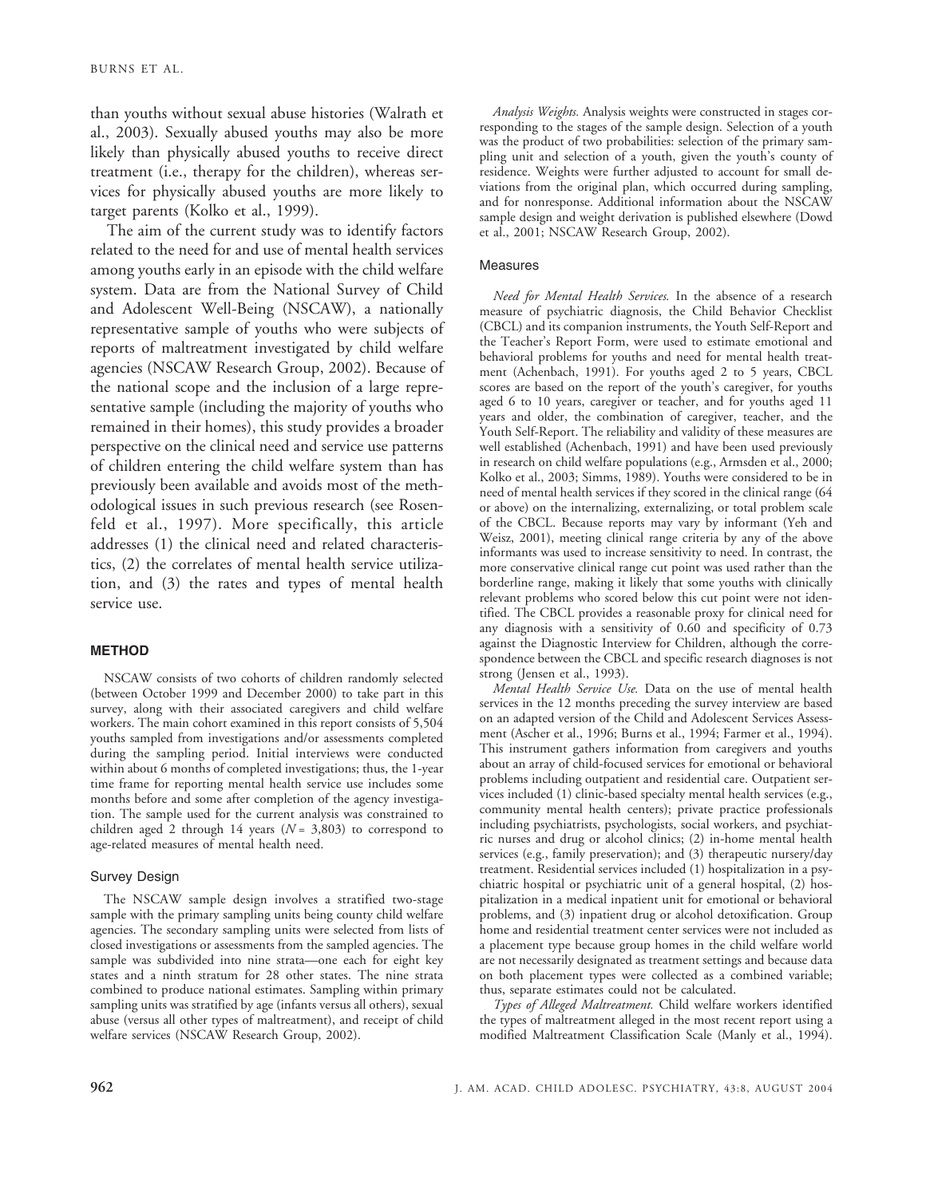than youths without sexual abuse histories (Walrath et al., 2003). Sexually abused youths may also be more likely than physically abused youths to receive direct treatment (i.e., therapy for the children), whereas services for physically abused youths are more likely to target parents (Kolko et al., 1999).

The aim of the current study was to identify factors related to the need for and use of mental health services among youths early in an episode with the child welfare system. Data are from the National Survey of Child and Adolescent Well-Being (NSCAW), a nationally representative sample of youths who were subjects of reports of maltreatment investigated by child welfare agencies (NSCAW Research Group, 2002). Because of the national scope and the inclusion of a large representative sample (including the majority of youths who remained in their homes), this study provides a broader perspective on the clinical need and service use patterns of children entering the child welfare system than has previously been available and avoids most of the methodological issues in such previous research (see Rosenfeld et al., 1997). More specifically, this article addresses (1) the clinical need and related characteristics, (2) the correlates of mental health service utilization, and (3) the rates and types of mental health service use.

## METHOD

NSCAW consists of two cohorts of children randomly selected (between October 1999 and December 2000) to take part in this survey, along with their associated caregivers and child welfare workers. The main cohort examined in this report consists of 5,504 youths sampled from investigations and/or assessments completed during the sampling period. Initial interviews were conducted within about 6 months of completed investigations; thus, the 1-year time frame for reporting mental health service use includes some months before and some after completion of the agency investigation. The sample used for the current analysis was constrained to children aged 2 through 14 years ($N = 3,803$) to correspond to age-related measures of mental health need.

### Survey Design

The NSCAW sample design involves a stratified two-stage sample with the primary sampling units being county child welfare agencies. The secondary sampling units were selected from lists of closed investigations or assessments from the sampled agencies. The sample was subdivided into nine strata—one each for eight key states and a ninth stratum for 28 other states. The nine strata combined to produce national estimates. Sampling within primary sampling units was stratified by age (infants versus all others), sexual abuse (versus all other types of maltreatment), and receipt of child welfare services (NSCAW Research Group, 2002).

*Analysis Weights.* Analysis weights were constructed in stages corresponding to the stages of the sample design. Selection of a youth was the product of two probabilities: selection of the primary sampling unit and selection of a youth, given the youth's county of residence. Weights were further adjusted to account for small deviations from the original plan, which occurred during sampling, and for nonresponse. Additional information about the NSCAW sample design and weight derivation is published elsewhere (Dowd et al., 2001; NSCAW Research Group, 2002).

### Measures

*Need for Mental Health Services.* In the absence of a research measure of psychiatric diagnosis, the Child Behavior Checklist (CBCL) and its companion instruments, the Youth Self-Report and the Teacher's Report Form, were used to estimate emotional and behavioral problems for youths and need for mental health treatment (Achenbach, 1991). For youths aged 2 to 5 years, CBCL scores are based on the report of the youth's caregiver, for youths aged 6 to 10 years, caregiver or teacher, and for youths aged 11 years and older, the combination of caregiver, teacher, and the Youth Self-Report. The reliability and validity of these measures are well established (Achenbach, 1991) and have been used previously in research on child welfare populations (e.g., Armsden et al., 2000; Kolko et al., 2003; Simms, 1989). Youths were considered to be in need of mental health services if they scored in the clinical range (64 or above) on the internalizing, externalizing, or total problem scale of the CBCL. Because reports may vary by informant (Yeh and Weisz, 2001), meeting clinical range criteria by any of the above informants was used to increase sensitivity to need. In contrast, the more conservative clinical range cut point was used rather than the borderline range, making it likely that some youths with clinically relevant problems who scored below this cut point were not identified. The CBCL provides a reasonable proxy for clinical need for any diagnosis with a sensitivity of 0.60 and specificity of 0.73 against the Diagnostic Interview for Children, although the correspondence between the CBCL and specific research diagnoses is not strong (Jensen et al., 1993).

*Mental Health Service Use.* Data on the use of mental health services in the 12 months preceding the survey interview are based on an adapted version of the Child and Adolescent Services Assessment (Ascher et al., 1996; Burns et al., 1994; Farmer et al., 1994). This instrument gathers information from caregivers and youths about an array of child-focused services for emotional or behavioral problems including outpatient and residential care. Outpatient services included (1) clinic-based specialty mental health services (e.g., community mental health centers); private practice professionals including psychiatrists, psychologists, social workers, and psychiatric nurses and drug or alcohol clinics; (2) in-home mental health services (e.g., family preservation); and (3) therapeutic nursery/day treatment. Residential services included (1) hospitalization in a psychiatric hospital or psychiatric unit of a general hospital, (2) hospitalization in a medical inpatient unit for emotional or behavioral problems, and (3) inpatient drug or alcohol detoxification. Group home and residential treatment center services were not included as a placement type because group homes in the child welfare world are not necessarily designated as treatment settings and because data on both placement types were collected as a combined variable; thus, separate estimates could not be calculated.

*Types of Alleged Maltreatment.* Child welfare workers identified the types of maltreatment alleged in the most recent report using a modified Maltreatment Classification Scale (Manly et al., 1994).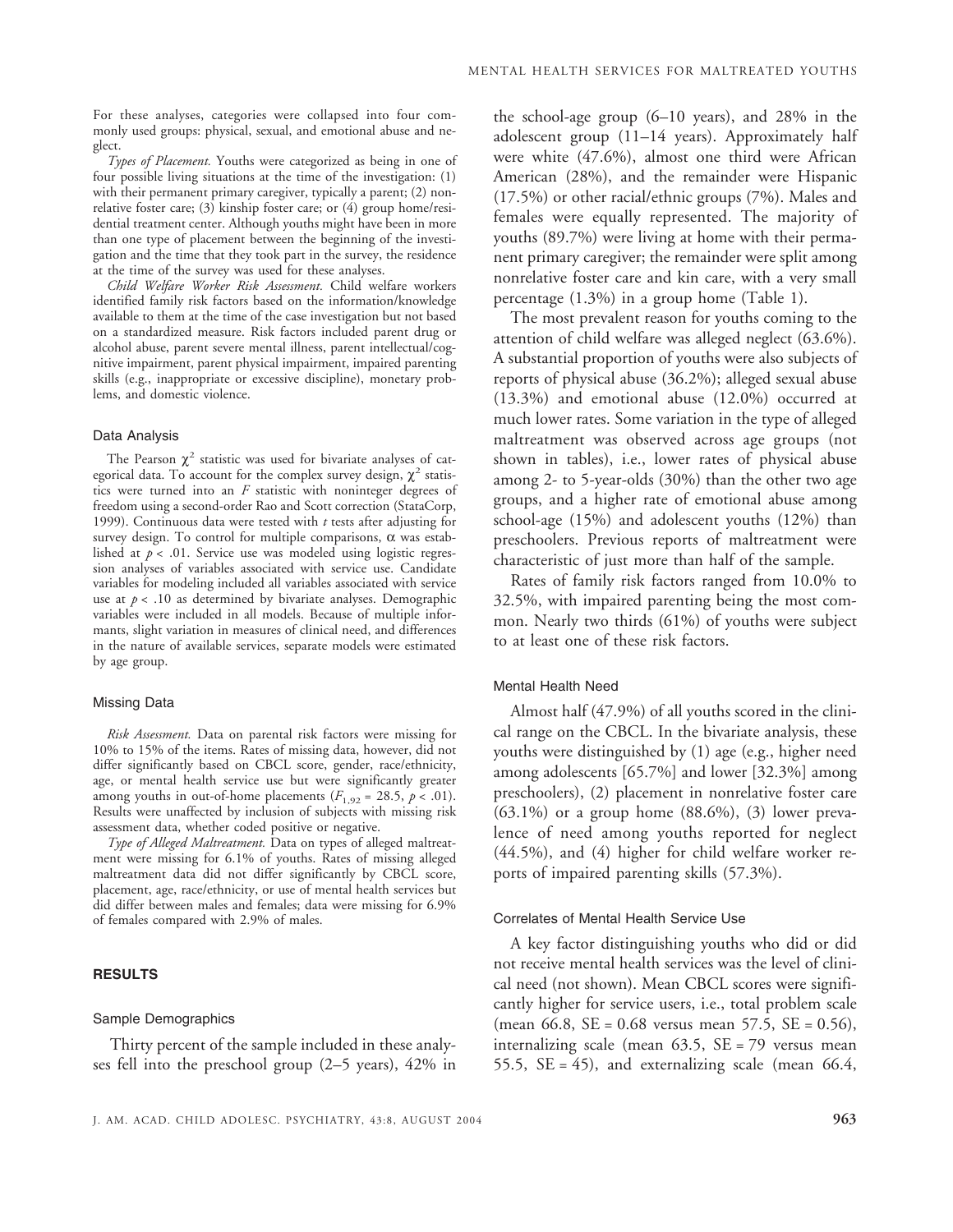For these analyses, categories were collapsed into four commonly used groups: physical, sexual, and emotional abuse and neglect.

*Types of Placement.* Youths were categorized as being in one of four possible living situations at the time of the investigation: (1) with their permanent primary caregiver, typically a parent; (2) nonrelative foster care; (3) kinship foster care; or (4) group home/residential treatment center. Although youths might have been in more than one type of placement between the beginning of the investigation and the time that they took part in the survey, the residence at the time of the survey was used for these analyses.

*Child Welfare Worker Risk Assessment.* Child welfare workers identified family risk factors based on the information/knowledge available to them at the time of the case investigation but not based on a standardized measure. Risk factors included parent drug or alcohol abuse, parent severe mental illness, parent intellectual/cognitive impairment, parent physical impairment, impaired parenting skills (e.g., inappropriate or excessive discipline), monetary problems, and domestic violence.

### Data Analysis

The Pearson $\chi^2$ statistic was used for bivariate analyses of categorical data. To account for the complex survey design, $\chi^2$ statistics were turned into an $F$ statistic with noninteger degrees of freedom using a second-order Rao and Scott correction (StataCorp, 1999). Continuous data were tested with $t$ tests after adjusting for survey design. To control for multiple comparisons, $\alpha$ was established at $p < .01$. Service use was modeled using logistic regression analyses of variables associated with service use. Candidate variables for modeling included all variables associated with service use at $p < .10$ as determined by bivariate analyses. Demographic variables were included in all models. Because of multiple informants, slight variation in measures of clinical need, and differences in the nature of available services, separate models were estimated by age group.

### Missing Data

*Risk Assessment.* Data on parental risk factors were missing for 10% to 15% of the items. Rates of missing data, however, did not differ significantly based on CBCL score, gender, race/ethnicity, age, or mental health service use but were significantly greater among youths in out-of-home placements ($F_{1,92} = 28.5$, $p < .01$). Results were unaffected by inclusion of subjects with missing risk assessment data, whether coded positive or negative.

*Type of Alleged Maltreatment.* Data on types of alleged maltreatment were missing for 6.1% of youths. Rates of missing alleged maltreatment data did not differ significantly by CBCL score, placement, age, race/ethnicity, or use of mental health services but did differ between males and females; data were missing for 6.9% of females compared with 2.9% of males.

## RESULTS

### Sample Demographics

Thirty percent of the sample included in these analyses fell into the preschool group (2–5 years), 42% in the school-age group (6–10 years), and 28% in the adolescent group (11–14 years). Approximately half were white (47.6%), almost one third were African American (28%), and the remainder were Hispanic (17.5%) or other racial/ethnic groups (7%). Males and females were equally represented. The majority of youths (89.7%) were living at home with their permanent primary caregiver; the remainder were split among nonrelative foster care and kin care, with a very small percentage (1.3%) in a group home (Table 1).

The most prevalent reason for youths coming to the attention of child welfare was alleged neglect (63.6%). A substantial proportion of youths were also subjects of reports of physical abuse (36.2%); alleged sexual abuse (13.3%) and emotional abuse (12.0%) occurred at much lower rates. Some variation in the type of alleged maltreatment was observed across age groups (not shown in tables), i.e., lower rates of physical abuse among 2- to 5-year-olds (30%) than the other two age groups, and a higher rate of emotional abuse among school-age (15%) and adolescent youths (12%) than preschoolers. Previous reports of maltreatment were characteristic of just more than half of the sample.

Rates of family risk factors ranged from 10.0% to 32.5%, with impaired parenting being the most common. Nearly two thirds (61%) of youths were subject to at least one of these risk factors.

### Mental Health Need

Almost half (47.9%) of all youths scored in the clinical range on the CBCL. In the bivariate analysis, these youths were distinguished by (1) age (e.g., higher need among adolescents [65.7%] and lower [32.3%] among preschoolers), (2) placement in nonrelative foster care (63.1%) or a group home (88.6%), (3) lower prevalence of need among youths reported for neglect (44.5%), and (4) higher for child welfare worker reports of impaired parenting skills (57.3%).

### Correlates of Mental Health Service Use

A key factor distinguishing youths who did or did not receive mental health services was the level of clinical need (not shown). Mean CBCL scores were significantly higher for service users, i.e., total problem scale (mean 66.8, SE = 0.68 versus mean 57.5, SE = 0.56), internalizing scale (mean 63.5, SE = 79 versus mean 55.5, SE = 45), and externalizing scale (mean 66.4,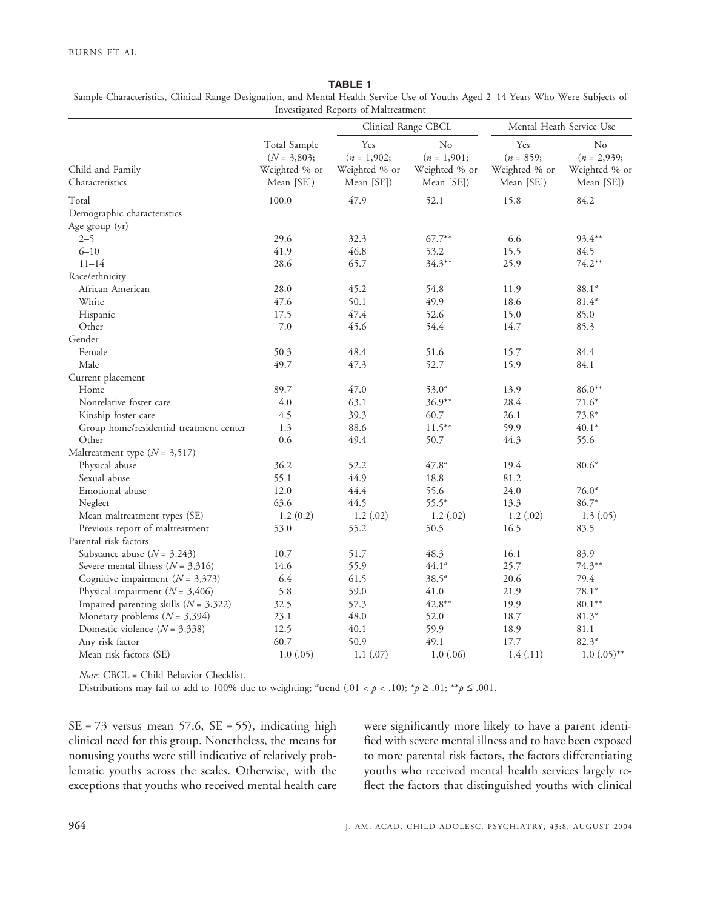**TABLE 1**

Sample Characteristics, Clinical Range Designation, and Mental Health Service Use of Youths Aged 2–14 Years Who Were Subjects of Investigated Reports of Maltreatment

| Child and Family Characteristics | Total Sample ($N$ = 3,803; Weighted % or Mean [SE]) | Clinical Range CBCL: Yes ($n$ = 1,902; Weighted % or Mean [SE]) | Clinical Range CBCL: No ($n$ = 1,901; Weighted % or Mean [SE]) | Mental Heath Service Use: Yes ($n$ = 859; Weighted % or Mean [SE]) | Mental Heath Service Use: No ($n$ = 2,939; Weighted % or Mean [SE]) |
|---|---|---|---|---|---|
| Total | 100.0 | 47.9 | 52.1 | 15.8 | 84.2 |
| Demographic characteristics | | | | | |
| Age group (yr) | | | | | |
| 2–5 | 29.6 | 32.3 | 67.7** | 6.6 | 93.4** |
| 6–10 | 41.9 | 46.8 | 53.2 | 15.5 | 84.5 |
| 11–14 | 28.6 | 65.7 | 34.3** | 25.9 | 74.2** |
| Race/ethnicity | | | | | |
| African American | 28.0 | 45.2 | 54.8 | 11.9 | 88.1[a] |
| White | 47.6 | 50.1 | 49.9 | 18.6 | 81.4[a] |
| Hispanic | 17.5 | 47.4 | 52.6 | 15.0 | 85.0 |
| Other | 7.0 | 45.6 | 54.4 | 14.7 | 85.3 |
| Gender | | | | | |
| Female | 50.3 | 48.4 | 51.6 | 15.7 | 84.4 |
| Male | 49.7 | 47.3 | 52.7 | 15.9 | 84.1 |
| Current placement | | | | | |
| Home | 89.7 | 47.0 | 53.0[a] | 13.9 | 86.0** |
| Nonrelative foster care | 4.0 | 63.1 | 36.9** | 28.4 | 71.6* |
| Kinship foster care | 4.5 | 39.3 | 60.7 | 26.1 | 73.8* |
| Group home/residential treatment center | 1.3 | 88.6 | 11.5** | 59.9 | 40.1* |
| Other | 0.6 | 49.4 | 50.7 | 44.3 | 55.6 |
| Maltreatment type ($N$ = 3,517) | | | | | |
| Physical abuse | 36.2 | 52.2 | 47.8[a] | 19.4 | 80.6[a] |
| Sexual abuse | 55.1 | 44.9 | 18.8 | 81.2 | |
| Emotional abuse | 12.0 | 44.4 | 55.6 | 24.0 | 76.0[a] |
| Neglect | 63.6 | 44.5 | 55.5* | 13.3 | 86.7* |
| Mean maltreatment types (SE) | 1.2 (0.2) | 1.2 (.02) | 1.2 (.02) | 1.2 (.02) | 1.3 (.05) |
| Previous report of maltreatment | 53.0 | 55.2 | 50.5 | 16.5 | 83.5 |
| Parental risk factors | | | | | |
| Substance abuse ($N$ = 3,243) | 10.7 | 51.7 | 48.3 | 16.1 | 83.9 |
| Severe mental illness ($N$ = 3,316) | 14.6 | 55.9 | 44.1[a] | 25.7 | 74.3** |
| Cognitive impairment ($N$ = 3,373) | 6.4 | 61.5 | 38.5[a] | 20.6 | 79.4 |
| Physical impairment ($N$ = 3,406) | 5.8 | 59.0 | 41.0 | 21.9 | 78.1[a] |
| Impaired parenting skills ($N$ = 3,322) | 32.5 | 57.3 | 42.8** | 19.9 | 80.1** |
| Monetary problems ($N$ = 3,394) | 23.1 | 48.0 | 52.0 | 18.7 | 81.3[a] |
| Domestic violence ($N$ = 3,338) | 12.5 | 40.1 | 59.9 | 18.9 | 81.1 |
| Any risk factor | 60.7 | 50.9 | 49.1 | 17.7 | 82.3[a] |
| Mean risk factors (SE) | 1.0 (.05) | 1.1 (.07) | 1.0 (.06) | 1.4 (.11) | 1.0 (.05)** |

*Note:* CBCL = Child Behavior Checklist.

Distributions may fail to add to 100% due to weighting; [a]trend (.01 < $p$ < .10); *$p \geq .01$; **$p \leq .001$.

SE = 73 versus mean 57.6, SE = 55), indicating high clinical need for this group. Nonetheless, the means for nonusing youths were still indicative of relatively problematic youths across the scales. Otherwise, with the exceptions that youths who received mental health care were significantly more likely to have a parent identified with severe mental illness and to have been exposed to more parental risk factors, the factors differentiating youths who received mental health services largely reflect the factors that distinguished youths with clinical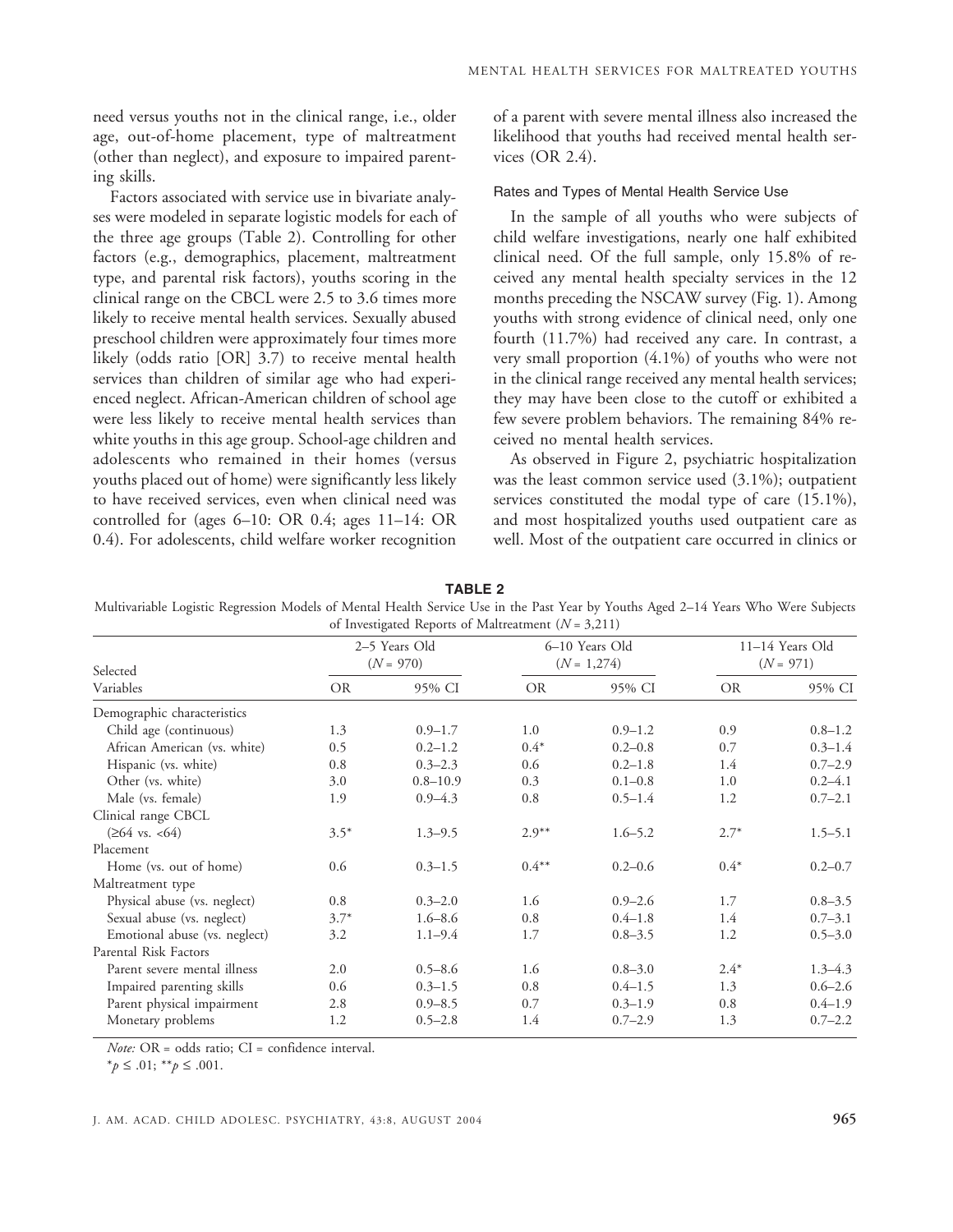need versus youths not in the clinical range, i.e., older age, out-of-home placement, type of maltreatment (other than neglect), and exposure to impaired parenting skills.

Factors associated with service use in bivariate analyses were modeled in separate logistic models for each of the three age groups (Table 2). Controlling for other factors (e.g., demographics, placement, maltreatment type, and parental risk factors), youths scoring in the clinical range on the CBCL were 2.5 to 3.6 times more likely to receive mental health services. Sexually abused preschool children were approximately four times more likely (odds ratio [OR] 3.7) to receive mental health services than children of similar age who had experienced neglect. African-American children of school age were less likely to receive mental health services than white youths in this age group. School-age children and adolescents who remained in their homes (versus youths placed out of home) were significantly less likely to have received services, even when clinical need was controlled for (ages 6–10: OR 0.4; ages 11–14: OR 0.4). For adolescents, child welfare worker recognition of a parent with severe mental illness also increased the likelihood that youths had received mental health services (OR 2.4).

### Rates and Types of Mental Health Service Use

In the sample of all youths who were subjects of child welfare investigations, nearly one half exhibited clinical need. Of the full sample, only 15.8% of received any mental health specialty services in the 12 months preceding the NSCAW survey (Fig. 1). Among youths with strong evidence of clinical need, only one fourth (11.7%) had received any care. In contrast, a very small proportion (4.1%) of youths who were not in the clinical range received any mental health services; they may have been close to the cutoff or exhibited a few severe problem behaviors. The remaining 84% received no mental health services.

As observed in Figure 2, psychiatric hospitalization was the least common service used (3.1%); outpatient services constituted the modal type of care (15.1%), and most hospitalized youths used outpatient care as well. Most of the outpatient care occurred in clinics or

**TABLE 2**
Multivariable Logistic Regression Models of Mental Health Service Use in the Past Year by Youths Aged 2–14 Years Who Were Subjects of Investigated Reports of Maltreatment ($N = 3{,}211$)

| Selected Variables | 2–5 Years Old ($N = 970$) | | 6–10 Years Old ($N = 1{,}274$) | | 11–14 Years Old ($N = 971$) | |
|---|---|---|---|---|---|---|
| | OR | 95% CI | OR | 95% CI | OR | 95% CI |
| Demographic characteristics | | | | | | |
| Child age (continuous) | 1.3 | 0.9–1.7 | 1.0 | 0.9–1.2 | 0.9 | 0.8–1.2 |
| African American (vs. white) | 0.5 | 0.2–1.2 | 0.4* | 0.2–0.8 | 0.7 | 0.3–1.4 |
| Hispanic (vs. white) | 0.8 | 0.3–2.3 | 0.6 | 0.2–1.8 | 1.4 | 0.7–2.9 |
| Other (vs. white) | 3.0 | 0.8–10.9 | 0.3 | 0.1–0.8 | 1.0 | 0.2–4.1 |
| Male (vs. female) | 1.9 | 0.9–4.3 | 0.8 | 0.5–1.4 | 1.2 | 0.7–2.1 |
| Clinical range CBCL | | | | | | |
| (≥64 vs. <64) | 3.5* | 1.3–9.5 | 2.9** | 1.6–5.2 | 2.7* | 1.5–5.1 |
| Placement | | | | | | |
| Home (vs. out of home) | 0.6 | 0.3–1.5 | 0.4** | 0.2–0.6 | 0.4* | 0.2–0.7 |
| Maltreatment type | | | | | | |
| Physical abuse (vs. neglect) | 0.8 | 0.3–2.0 | 1.6 | 0.9–2.6 | 1.7 | 0.8–3.5 |
| Sexual abuse (vs. neglect) | 3.7* | 1.6–8.6 | 0.8 | 0.4–1.8 | 1.4 | 0.7–3.1 |
| Emotional abuse (vs. neglect) | 3.2 | 1.1–9.4 | 1.7 | 0.8–3.5 | 1.2 | 0.5–3.0 |
| Parental Risk Factors | | | | | | |
| Parent severe mental illness | 2.0 | 0.5–8.6 | 1.6 | 0.8–3.0 | 2.4* | 1.3–4.3 |
| Impaired parenting skills | 0.6 | 0.3–1.5 | 0.8 | 0.4–1.5 | 1.3 | 0.6–2.6 |
| Parent physical impairment | 2.8 | 0.9–8.5 | 0.7 | 0.3–1.9 | 0.8 | 0.4–1.9 |
| Monetary problems | 1.2 | 0.5–2.8 | 1.4 | 0.7–2.9 | 1.3 | 0.7–2.2 |

*Note:* OR = odds ratio; CI = confidence interval.

*$p \leq .01$; **$p \leq .001$.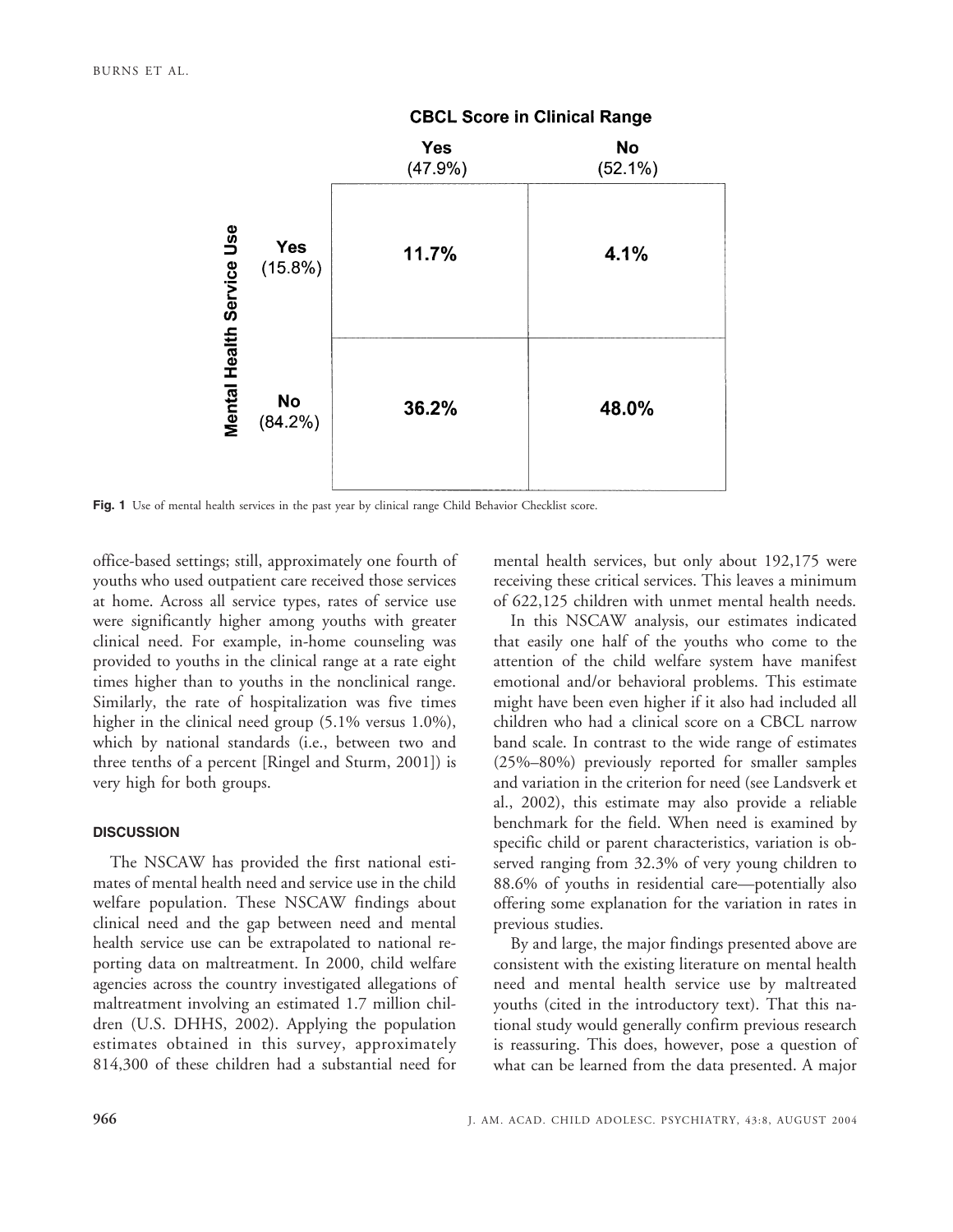| | | CBCL Score in Clinical Range | |
|---|---|---|---|
| | | Yes (47.9%) | No (52.1%) |
| Mental Health Service Use | Yes (15.8%) | 11.7% | 4.1% |
| | No (84.2%) | 36.2% | 48.0% |

**Fig. 1** Use of mental health services in the past year by clinical range Child Behavior Checklist score.

office-based settings; still, approximately one fourth of youths who used outpatient care received those services at home. Across all service types, rates of service use were significantly higher among youths with greater clinical need. For example, in-home counseling was provided to youths in the clinical range at a rate eight times higher than to youths in the nonclinical range. Similarly, the rate of hospitalization was five times higher in the clinical need group (5.1% versus 1.0%), which by national standards (i.e., between two and three tenths of a percent [Ringel and Sturm, 2001]) is very high for both groups.

## DISCUSSION

The NSCAW has provided the first national estimates of mental health need and service use in the child welfare population. These NSCAW findings about clinical need and the gap between need and mental health service use can be extrapolated to national reporting data on maltreatment. In 2000, child welfare agencies across the country investigated allegations of maltreatment involving an estimated 1.7 million children (U.S. DHHS, 2002). Applying the population estimates obtained in this survey, approximately 814,300 of these children had a substantial need for mental health services, but only about 192,175 were receiving these critical services. This leaves a minimum of 622,125 children with unmet mental health needs.

In this NSCAW analysis, our estimates indicated that easily one half of the youths who come to the attention of the child welfare system have manifest emotional and/or behavioral problems. This estimate might have been even higher if it also had included all children who had a clinical score on a CBCL narrow band scale. In contrast to the wide range of estimates (25%–80%) previously reported for smaller samples and variation in the criterion for need (see Landsverk et al., 2002), this estimate may also provide a reliable benchmark for the field. When need is examined by specific child or parent characteristics, variation is observed ranging from 32.3% of very young children to 88.6% of youths in residential care—potentially also offering some explanation for the variation in rates in previous studies.

By and large, the major findings presented above are consistent with the existing literature on mental health need and mental health service use by maltreated youths (cited in the introductory text). That this national study would generally confirm previous research is reassuring. This does, however, pose a question of what can be learned from the data presented. A major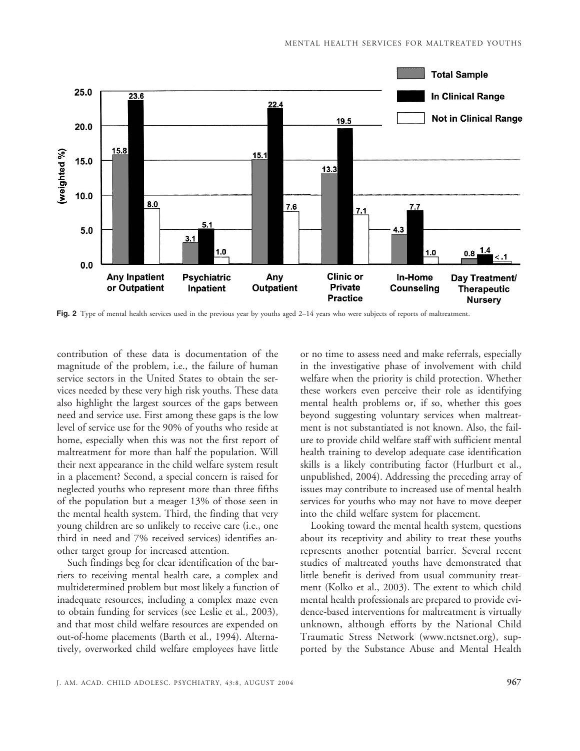**Fig. 2** Type of mental health services used in the previous year by youths aged 2–14 years who were subjects of reports of maltreatment.

contribution of these data is documentation of the magnitude of the problem, i.e., the failure of human service sectors in the United States to obtain the services needed by these very high risk youths. These data also highlight the largest sources of the gaps between need and service use. First among these gaps is the low level of service use for the 90% of youths who reside at home, especially when this was not the first report of maltreatment for more than half the population. Will their next appearance in the child welfare system result in a placement? Second, a special concern is raised for neglected youths who represent more than three fifths of the population but a meager 13% of those seen in the mental health system. Third, the finding that very young children are so unlikely to receive care (i.e., one third in need and 7% received services) identifies another target group for increased attention.

Such findings beg for clear identification of the barriers to receiving mental health care, a complex and multidetermined problem but most likely a function of inadequate resources, including a complex maze even to obtain funding for services (see Leslie et al., 2003), and that most child welfare resources are expended on out-of-home placements (Barth et al., 1994). Alternatively, overworked child welfare employees have little or no time to assess need and make referrals, especially in the investigative phase of involvement with child welfare when the priority is child protection. Whether these workers even perceive their role as identifying mental health problems or, if so, whether this goes beyond suggesting voluntary services when maltreatment is not substantiated is not known. Also, the failure to provide child welfare staff with sufficient mental health training to develop adequate case identification skills is a likely contributing factor (Hurlburt et al., unpublished, 2004). Addressing the preceding array of issues may contribute to increased use of mental health services for youths who may not have to move deeper into the child welfare system for placement.

Looking toward the mental health system, questions about its receptivity and ability to treat these youths represents another potential barrier. Several recent studies of maltreated youths have demonstrated that little benefit is derived from usual community treatment (Kolko et al., 2003). The extent to which child mental health professionals are prepared to provide evidence-based interventions for maltreatment is virtually unknown, although efforts by the National Child Traumatic Stress Network (www.nctsnet.org), supported by the Substance Abuse and Mental Health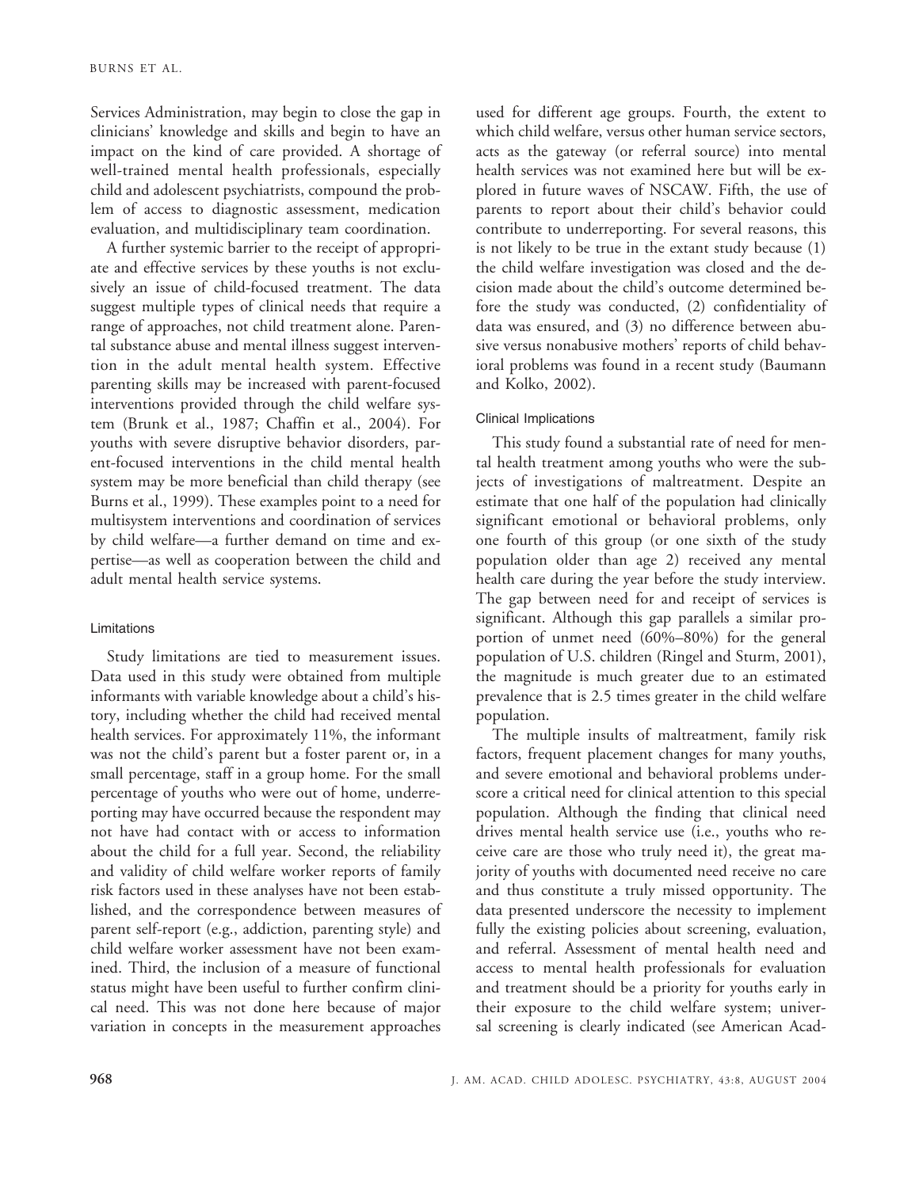Services Administration, may begin to close the gap in clinicians' knowledge and skills and begin to have an impact on the kind of care provided. A shortage of well-trained mental health professionals, especially child and adolescent psychiatrists, compound the problem of access to diagnostic assessment, medication evaluation, and multidisciplinary team coordination.

A further systemic barrier to the receipt of appropriate and effective services by these youths is not exclusively an issue of child-focused treatment. The data suggest multiple types of clinical needs that require a range of approaches, not child treatment alone. Parental substance abuse and mental illness suggest intervention in the adult mental health system. Effective parenting skills may be increased with parent-focused interventions provided through the child welfare system (Brunk et al., 1987; Chaffin et al., 2004). For youths with severe disruptive behavior disorders, parent-focused interventions in the child mental health system may be more beneficial than child therapy (see Burns et al., 1999). These examples point to a need for multisystem interventions and coordination of services by child welfare—a further demand on time and expertise—as well as cooperation between the child and adult mental health service systems.

### Limitations

Study limitations are tied to measurement issues. Data used in this study were obtained from multiple informants with variable knowledge about a child's history, including whether the child had received mental health services. For approximately 11%, the informant was not the child's parent but a foster parent or, in a small percentage, staff in a group home. For the small percentage of youths who were out of home, underreporting may have occurred because the respondent may not have had contact with or access to information about the child for a full year. Second, the reliability and validity of child welfare worker reports of family risk factors used in these analyses have not been established, and the correspondence between measures of parent self-report (e.g., addiction, parenting style) and child welfare worker assessment have not been examined. Third, the inclusion of a measure of functional status might have been useful to further confirm clinical need. This was not done here because of major variation in concepts in the measurement approaches used for different age groups. Fourth, the extent to which child welfare, versus other human service sectors, acts as the gateway (or referral source) into mental health services was not examined here but will be explored in future waves of NSCAW. Fifth, the use of parents to report about their child's behavior could contribute to underreporting. For several reasons, this is not likely to be true in the extant study because (1) the child welfare investigation was closed and the decision made about the child's outcome determined before the study was conducted, (2) confidentiality of data was ensured, and (3) no difference between abusive versus nonabusive mothers' reports of child behavioral problems was found in a recent study (Baumann and Kolko, 2002).

### Clinical Implications

This study found a substantial rate of need for mental health treatment among youths who were the subjects of investigations of maltreatment. Despite an estimate that one half of the population had clinically significant emotional or behavioral problems, only one fourth of this group (or one sixth of the study population older than age 2) received any mental health care during the year before the study interview. The gap between need for and receipt of services is significant. Although this gap parallels a similar proportion of unmet need (60%–80%) for the general population of U.S. children (Ringel and Sturm, 2001), the magnitude is much greater due to an estimated prevalence that is 2.5 times greater in the child welfare population.

The multiple insults of maltreatment, family risk factors, frequent placement changes for many youths, and severe emotional and behavioral problems underscore a critical need for clinical attention to this special population. Although the finding that clinical need drives mental health service use (i.e., youths who receive care are those who truly need it), the great majority of youths with documented need receive no care and thus constitute a truly missed opportunity. The data presented underscore the necessity to implement fully the existing policies about screening, evaluation, and referral. Assessment of mental health need and access to mental health professionals for evaluation and treatment should be a priority for youths early in their exposure to the child welfare system; universal screening is clearly indicated (see American Acad-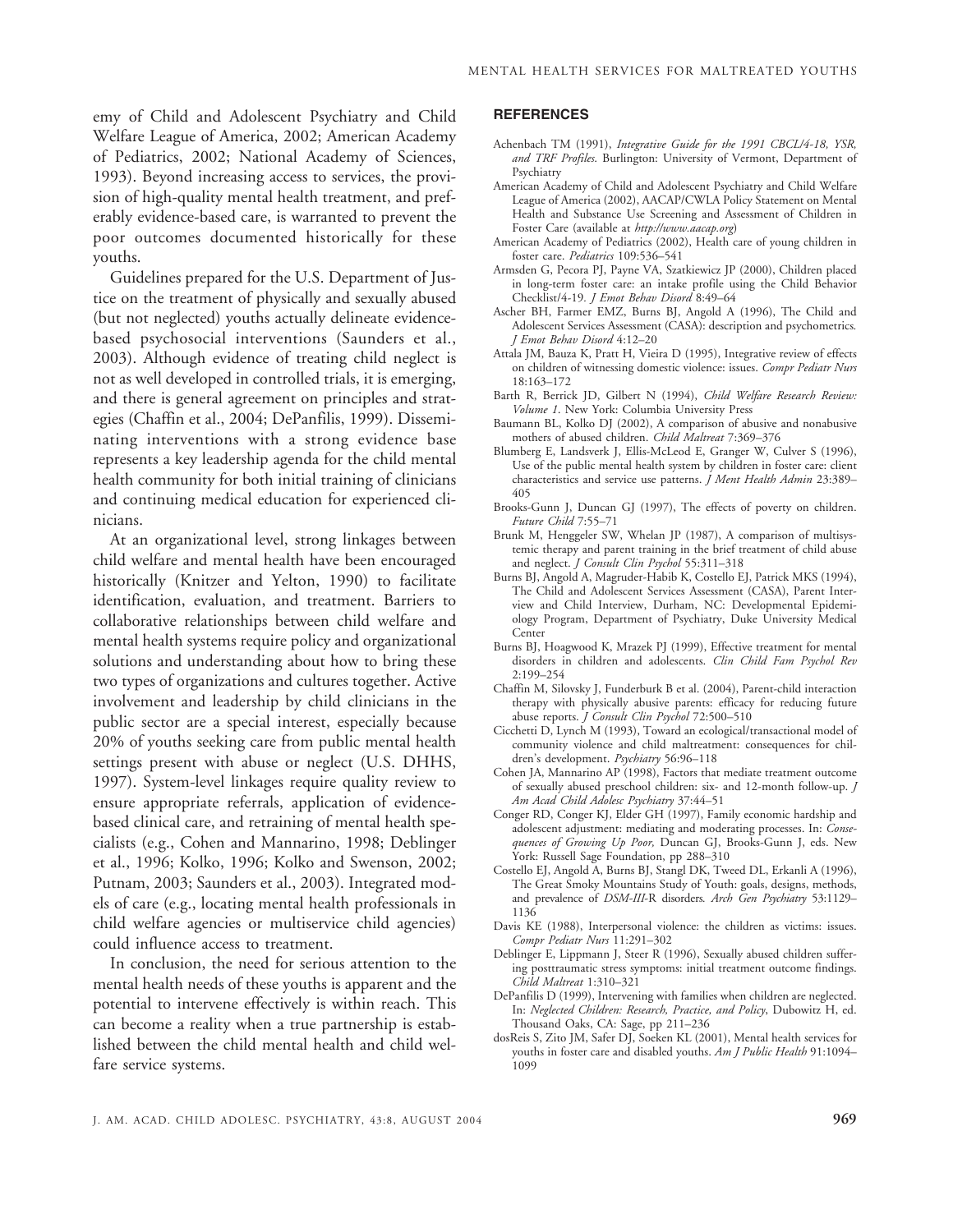emy of Child and Adolescent Psychiatry and Child Welfare League of America, 2002; American Academy of Pediatrics, 2002; National Academy of Sciences, 1993). Beyond increasing access to services, the provision of high-quality mental health treatment, and preferably evidence-based care, is warranted to prevent the poor outcomes documented historically for these youths.

Guidelines prepared for the U.S. Department of Justice on the treatment of physically and sexually abused (but not neglected) youths actually delineate evidence-based psychosocial interventions (Saunders et al., 2003). Although evidence of treating child neglect is not as well developed in controlled trials, it is emerging, and there is general agreement on principles and strategies (Chaffin et al., 2004; DePanfilis, 1999). Disseminating interventions with a strong evidence base represents a key leadership agenda for the child mental health community for both initial training of clinicians and continuing medical education for experienced clinicians.

At an organizational level, strong linkages between child welfare and mental health have been encouraged historically (Knitzer and Yelton, 1990) to facilitate identification, evaluation, and treatment. Barriers to collaborative relationships between child welfare and mental health systems require policy and organizational solutions and understanding about how to bring these two types of organizations and cultures together. Active involvement and leadership by child clinicians in the public sector are a special interest, especially because 20% of youths seeking care from public mental health settings present with abuse or neglect (U.S. DHHS, 1997). System-level linkages require quality review to ensure appropriate referrals, application of evidence-based clinical care, and retraining of mental health specialists (e.g., Cohen and Mannarino, 1998; Deblinger et al., 1996; Kolko, 1996; Kolko and Swenson, 2002; Putnam, 2003; Saunders et al., 2003). Integrated models of care (e.g., locating mental health professionals in child welfare agencies or multiservice child agencies) could influence access to treatment.

In conclusion, the need for serious attention to the mental health needs of these youths is apparent and the potential to intervene effectively is within reach. This can become a reality when a true partnership is established between the child mental health and child welfare service systems.

## REFERENCES

Achenbach TM (1991), *Integrative Guide for the 1991 CBCL/4-18, YSR, and TRF Profiles*. Burlington: University of Vermont, Department of Psychiatry

American Academy of Child and Adolescent Psychiatry and Child Welfare League of America (2002), AACAP/CWLA Policy Statement on Mental Health and Substance Use Screening and Assessment of Children in Foster Care (available at *http://www.aacap.org*)

American Academy of Pediatrics (2002), Health care of young children in foster care. *Pediatrics* 109:536–541

Armsden G, Pecora PJ, Payne VA, Szatkiewicz JP (2000), Children placed in long-term foster care: an intake profile using the Child Behavior Checklist/4-19. *J Emot Behav Disord* 8:49–64

Ascher BH, Farmer EMZ, Burns BJ, Angold A (1996), The Child and Adolescent Services Assessment (CASA): description and psychometrics. *J Emot Behav Disord* 4:12–20

Attala JM, Bauza K, Pratt H, Vieira D (1995), Integrative review of effects on children of witnessing domestic violence: issues. *Compr Pediatr Nurs* 18:163–172

Barth R, Berrick JD, Gilbert N (1994), *Child Welfare Research Review: Volume 1*. New York: Columbia University Press

Baumann BL, Kolko DJ (2002), A comparison of abusive and nonabusive mothers of abused children. *Child Maltreat* 7:369–376

Blumberg E, Landsverk J, Ellis-McLeod E, Granger W, Culver S (1996), Use of the public mental health system by children in foster care: client characteristics and service use patterns. *J Ment Health Admin* 23:389–405

Brooks-Gunn J, Duncan GJ (1997), The effects of poverty on children. *Future Child* 7:55–71

Brunk M, Henggeler SW, Whelan JP (1987), A comparison of multisystemic therapy and parent training in the brief treatment of child abuse and neglect. *J Consult Clin Psychol* 55:311–318

Burns BJ, Angold A, Magruder-Habib K, Costello EJ, Patrick MKS (1994), The Child and Adolescent Services Assessment (CASA), Parent Interview and Child Interview, Durham, NC: Developmental Epidemiology Program, Department of Psychiatry, Duke University Medical Center

Burns BJ, Hoagwood K, Mrazek PJ (1999), Effective treatment for mental disorders in children and adolescents. *Clin Child Fam Psychol Rev* 2:199–254

Chaffin M, Silovsky J, Funderburk B et al. (2004), Parent-child interaction therapy with physically abusive parents: efficacy for reducing future abuse reports. *J Consult Clin Psychol* 72:500–510

Cicchetti D, Lynch M (1993), Toward an ecological/transactional model of community violence and child maltreatment: consequences for children's development. *Psychiatry* 56:96–118

Cohen JA, Mannarino AP (1998), Factors that mediate treatment outcome of sexually abused preschool children: six- and 12-month follow-up. *J Am Acad Child Adolesc Psychiatry* 37:44–51

Conger RD, Conger KJ, Elder GH (1997), Family economic hardship and adolescent adjustment: mediating and moderating processes. In: *Consequences of Growing Up Poor,* Duncan GJ, Brooks-Gunn J, eds. New York: Russell Sage Foundation, pp 288–310

Costello EJ, Angold A, Burns BJ, Stangl DK, Tweed DL, Erkanli A (1996), The Great Smoky Mountains Study of Youth: goals, designs, methods, and prevalence of *DSM-III-R* disorders. *Arch Gen Psychiatry* 53:1129–1136

Davis KE (1988), Interpersonal violence: the children as victims: issues. *Compr Pediatr Nurs* 11:291–302

Deblinger E, Lippmann J, Steer R (1996), Sexually abused children suffering posttraumatic stress symptoms: initial treatment outcome findings. *Child Maltreat* 1:310–321

DePanfilis D (1999), Intervening with families when children are neglected. In: *Neglected Children: Research, Practice, and Policy*, Dubowitz H, ed. Thousand Oaks, CA: Sage, pp 211–236

dosReis S, Zito JM, Safer DJ, Soeken KL (2001), Mental health services for youths in foster care and disabled youths. *Am J Public Health* 91:1094–1099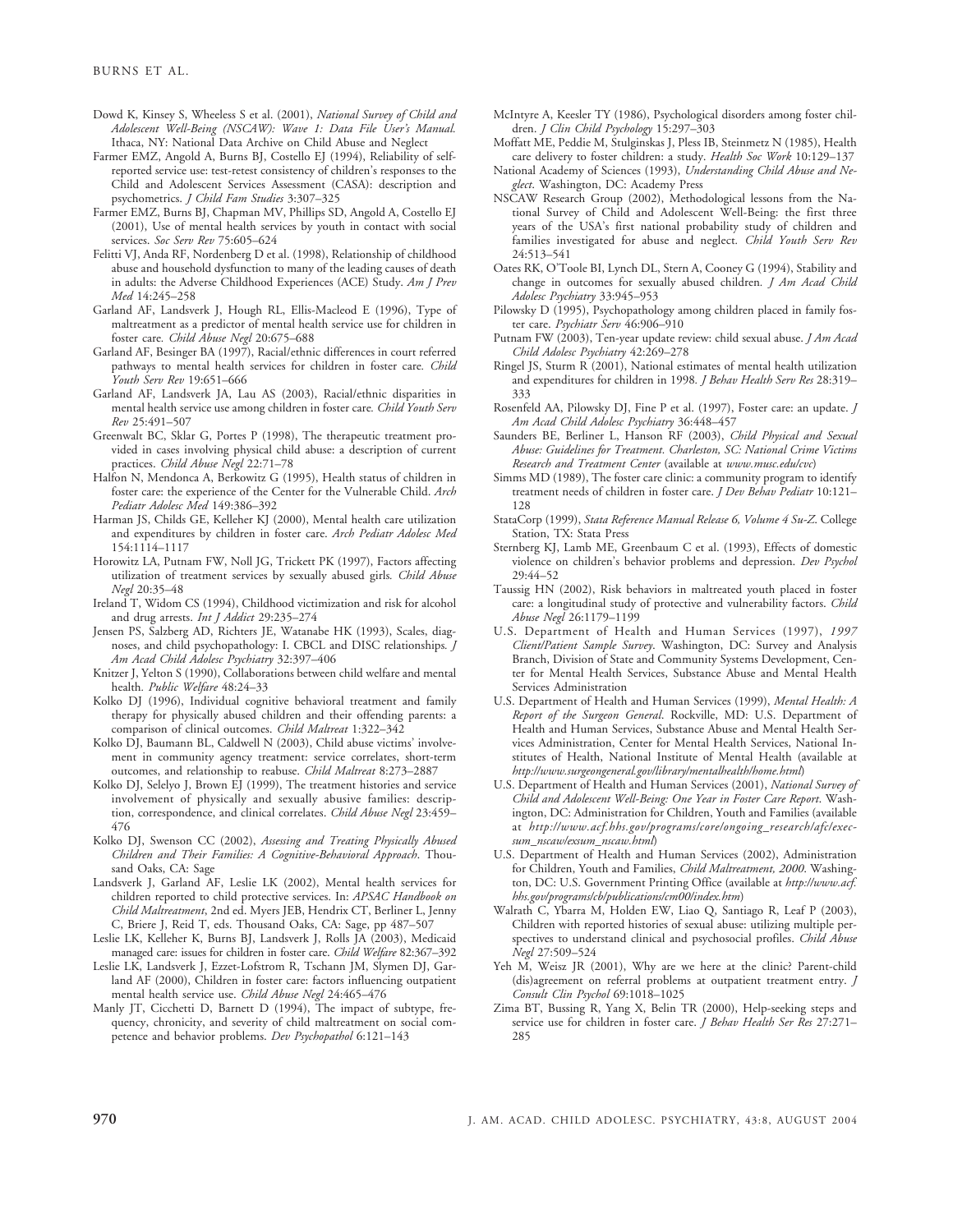Dowd K, Kinsey S, Wheeless S et al. (2001), *National Survey of Child and Adolescent Well-Being (NSCAW): Wave 1: Data File User's Manual*. Ithaca, NY: National Data Archive on Child Abuse and Neglect

Farmer EMZ, Angold A, Burns BJ, Costello EJ (1994), Reliability of self-reported service use: test-retest consistency of children's responses to the Child and Adolescent Services Assessment (CASA): description and psychometrics. *J Child Fam Studies* 3:307–325

Farmer EMZ, Burns BJ, Chapman MV, Phillips SD, Angold A, Costello EJ (2001), Use of mental health services by youth in contact with social services. *Soc Serv Rev* 75:605–624

Felitti VJ, Anda RF, Nordenberg D et al. (1998), Relationship of childhood abuse and household dysfunction to many of the leading causes of death in adults: the Adverse Childhood Experiences (ACE) Study. *Am J Prev Med* 14:245–258

Garland AF, Landsverk J, Hough RL, Ellis-Macleod E (1996), Type of maltreatment as a predictor of mental health service use for children in foster care. *Child Abuse Negl* 20:675–688

Garland AF, Besinger BA (1997), Racial/ethnic differences in court referred pathways to mental health services for children in foster care. *Child Youth Serv Rev* 19:651–666

Garland AF, Landsverk JA, Lau AS (2003), Racial/ethnic disparities in mental health service use among children in foster care. *Child Youth Serv Rev* 25:491–507

Greenwalt BC, Sklar G, Portes P (1998), The therapeutic treatment provided in cases involving physical child abuse: a description of current practices. *Child Abuse Negl* 22:71–78

Halfon N, Mendonca A, Berkowitz G (1995), Health status of children in foster care: the experience of the Center for the Vulnerable Child. *Arch Pediatr Adolesc Med* 149:386–392

Harman JS, Childs GE, Kelleher KJ (2000), Mental health care utilization and expenditures by children in foster care. *Arch Pediatr Adolesc Med* 154:1114–1117

Horowitz LA, Putnam FW, Noll JG, Trickett PK (1997), Factors affecting utilization of treatment services by sexually abused girls. *Child Abuse Negl* 20:35–48

Ireland T, Widom CS (1994), Childhood victimization and risk for alcohol and drug arrests. *Int J Addict* 29:235–274

Jensen PS, Salzberg AD, Richters JE, Watanabe HK (1993), Scales, diagnoses, and child psychopathology: I. CBCL and DISC relationships. *J Am Acad Child Adolesc Psychiatry* 32:397–406

Knitzer J, Yelton S (1990), Collaborations between child welfare and mental health. *Public Welfare* 48:24–33

Kolko DJ (1996), Individual cognitive behavioral treatment and family therapy for physically abused children and their offending parents: a comparison of clinical outcomes. *Child Maltreat* 1:322–342

Kolko DJ, Baumann BL, Caldwell N (2003), Child abuse victims' involvement in community agency treatment: service correlates, short-term outcomes, and relationship to reabuse. *Child Maltreat* 8:273–2887

Kolko DJ, Selelyo J, Brown EJ (1999), The treatment histories and service involvement of physically and sexually abusive families: description, correspondence, and clinical correlates. *Child Abuse Negl* 23:459–476

Kolko DJ, Swenson CC (2002), *Assessing and Treating Physically Abused Children and Their Families: A Cognitive-Behavioral Approach*. Thousand Oaks, CA: Sage

Landsverk J, Garland AF, Leslie LK (2002), Mental health services for children reported to child protective services. In: *APSAC Handbook on Child Maltreatment*, 2nd ed. Myers JEB, Hendrix CT, Berliner L, Jenny C, Briere J, Reid T, eds. Thousand Oaks, CA: Sage, pp 487–507

Leslie LK, Kelleher K, Burns BJ, Landsverk J, Rolls JA (2003), Medicaid managed care: issues for children in foster care. *Child Welfare* 82:367–392

Leslie LK, Landsverk J, Ezzet-Lofstrom R, Tschann JM, Slymen DJ, Garland AF (2000), Children in foster care: factors influencing outpatient mental health service use. *Child Abuse Negl* 24:465–476

Manly JT, Cicchetti D, Barnett D (1994), The impact of subtype, frequency, chronicity, and severity of child maltreatment on social competence and behavior problems. *Dev Psychopathol* 6:121–143

McIntyre A, Keesler TY (1986), Psychological disorders among foster children. *J Clin Child Psychology* 15:297–303

Moffatt ME, Peddie M, Stulginskas J, Pless IB, Steinmetz N (1985), Health care delivery to foster children: a study. *Health Soc Work* 10:129–137

National Academy of Sciences (1993), *Understanding Child Abuse and Neglect*. Washington, DC: Academy Press

NSCAW Research Group (2002), Methodological lessons from the National Survey of Child and Adolescent Well-Being: the first three years of the USA's first national probability study of children and families investigated for abuse and neglect. *Child Youth Serv Rev* 24:513–541

Oates RK, O'Toole BI, Lynch DL, Stern A, Cooney G (1994), Stability and change in outcomes for sexually abused children. *J Am Acad Child Adolesc Psychiatry* 33:945–953

Pilowsky D (1995), Psychopathology among children placed in family foster care. *Psychiatr Serv* 46:906–910

Putnam FW (2003), Ten-year update review: child sexual abuse. *J Am Acad Child Adolesc Psychiatry* 42:269–278

Ringel JS, Sturm R (2001), National estimates of mental health utilization and expenditures for children in 1998. *J Behav Health Serv Res* 28:319–333

Rosenfeld AA, Pilowsky DJ, Fine P et al. (1997), Foster care: an update. *J Am Acad Child Adolesc Psychiatry* 36:448–457

Saunders BE, Berliner L, Hanson RF (2003), *Child Physical and Sexual Abuse: Guidelines for Treatment. Charleston, SC: National Crime Victims Research and Treatment Center* (available at *www.musc.edu/cvc*)

Simms MD (1989), The foster care clinic: a community program to identify treatment needs of children in foster care. *J Dev Behav Pediatr* 10:121–128

StataCorp (1999), *Stata Reference Manual Release 6, Volume 4 Su-Z*. College Station, TX: Stata Press

Sternberg KJ, Lamb ME, Greenbaum C et al. (1993), Effects of domestic violence on children's behavior problems and depression. *Dev Psychol* 29:44–52

Taussig HN (2002), Risk behaviors in maltreated youth placed in foster care: a longitudinal study of protective and vulnerability factors. *Child Abuse Negl* 26:1179–1199

U.S. Department of Health and Human Services (1997), *1997 Client/Patient Sample Survey*. Washington, DC: Survey and Analysis Branch, Division of State and Community Systems Development, Center for Mental Health Services, Substance Abuse and Mental Health Services Administration

U.S. Department of Health and Human Services (1999), *Mental Health: A Report of the Surgeon General*. Rockville, MD: U.S. Department of Health and Human Services, Substance Abuse and Mental Health Services Administration, Center for Mental Health Services, National Institutes of Health, National Institute of Mental Health (available at *http://www.surgeongeneral.gov/library/mentalhealth/home.html*)

U.S. Department of Health and Human Services (2001), *National Survey of Child and Adolescent Well-Being: One Year in Foster Care Report*. Washington, DC: Administration for Children, Youth and Families (available at *http://www.acf.hhs.gov/programs/core/ongoing_research/afc/execsum_nscaw/exsum_nscaw.html*)

U.S. Department of Health and Human Services (2002), Administration for Children, Youth and Families, *Child Maltreatment, 2000*. Washington, DC: U.S. Government Printing Office (available at *http://www.acf.hhs.gov/programs/cb/publications/cm00/index.htm*)

Walrath C, Ybarra M, Holden EW, Liao Q, Santiago R, Leaf P (2003), Children with reported histories of sexual abuse: utilizing multiple perspectives to understand clinical and psychosocial profiles. *Child Abuse Negl* 27:509–524

Yeh M, Weisz JR (2001), Why are we here at the clinic? Parent-child (dis)agreement on referral problems at outpatient treatment entry. *J Consult Clin Psychol* 69:1018–1025

Zima BT, Bussing R, Yang X, Belin TR (2000), Help-seeking steps and service use for children in foster care. *J Behav Health Ser Res* 27:271–285